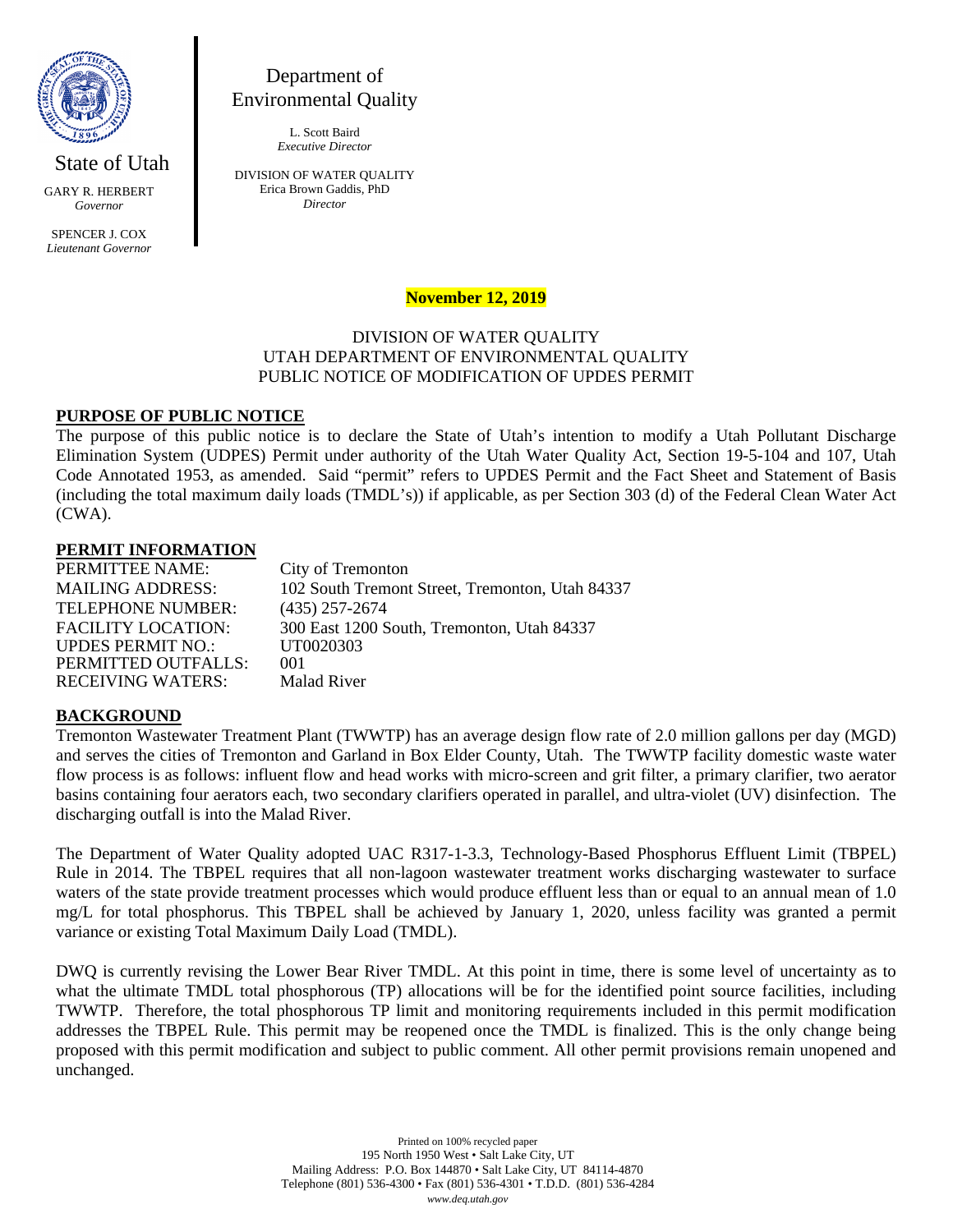State of Utah

GARY R. HERBERT
*Governor*

SPENCER J. COX
*Lieutenant Governor*

Department of
Environmental Quality

L. Scott Baird
*Executive Director*

DIVISION OF WATER QUALITY
Erica Brown Gaddis, PhD
*Director*

**November 12, 2019**

DIVISION OF WATER QUALITY
UTAH DEPARTMENT OF ENVIRONMENTAL QUALITY
PUBLIC NOTICE OF MODIFICATION OF UPDES PERMIT

## PURPOSE OF PUBLIC NOTICE

The purpose of this public notice is to declare the State of Utah's intention to modify a Utah Pollutant Discharge Elimination System (UDPES) Permit under authority of the Utah Water Quality Act, Section 19-5-104 and 107, Utah Code Annotated 1953, as amended. Said "permit" refers to UPDES Permit and the Fact Sheet and Statement of Basis (including the total maximum daily loads (TMDL's)) if applicable, as per Section 303 (d) of the Federal Clean Water Act (CWA).

## PERMIT INFORMATION

| | |
|---|---|
| PERMITTEE NAME: | City of Tremonton |
| MAILING ADDRESS: | 102 South Tremont Street, Tremonton, Utah 84337 |
| TELEPHONE NUMBER: | (435) 257-2674 |
| FACILITY LOCATION: | 300 East 1200 South, Tremonton, Utah 84337 |
| UPDES PERMIT NO.: | UT0020303 |
| PERMITTED OUTFALLS: | 001 |
| RECEIVING WATERS: | Malad River |

## BACKGROUND

Tremonton Wastewater Treatment Plant (TWWTP) has an average design flow rate of 2.0 million gallons per day (MGD) and serves the cities of Tremonton and Garland in Box Elder County, Utah. The TWWTP facility domestic waste water flow process is as follows: influent flow and head works with micro-screen and grit filter, a primary clarifier, two aerator basins containing four aerators each, two secondary clarifiers operated in parallel, and ultra-violet (UV) disinfection. The discharging outfall is into the Malad River.

The Department of Water Quality adopted UAC R317-1-3.3, Technology-Based Phosphorus Effluent Limit (TBPEL) Rule in 2014. The TBPEL requires that all non-lagoon wastewater treatment works discharging wastewater to surface waters of the state provide treatment processes which would produce effluent less than or equal to an annual mean of 1.0 mg/L for total phosphorus. This TBPEL shall be achieved by January 1, 2020, unless facility was granted a permit variance or existing Total Maximum Daily Load (TMDL).

DWQ is currently revising the Lower Bear River TMDL. At this point in time, there is some level of uncertainty as to what the ultimate TMDL total phosphorous (TP) allocations will be for the identified point source facilities, including TWWTP. Therefore, the total phosphorous TP limit and monitoring requirements included in this permit modification addresses the TBPEL Rule. This permit may be reopened once the TMDL is finalized. This is the only change being proposed with this permit modification and subject to public comment. All other permit provisions remain unopened and unchanged.

Printed on 100% recycled paper
195 North 1950 West • Salt Lake City, UT
Mailing Address: P.O. Box 144870 • Salt Lake City, UT 84114-4870
Telephone (801) 536-4300 • Fax (801) 536-4301 • T.D.D. (801) 536-4284
*www.deq.utah.gov*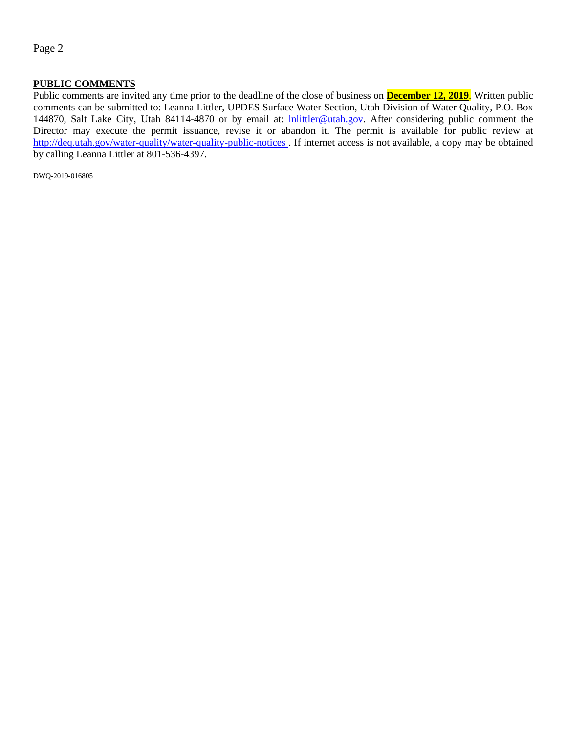## PUBLIC COMMENTS

Public comments are invited any time prior to the deadline of the close of business on **December 12, 2019**. Written public comments can be submitted to: Leanna Littler, UPDES Surface Water Section, Utah Division of Water Quality, P.O. Box 144870, Salt Lake City, Utah 84114-4870 or by email at: lnlittler@utah.gov. After considering public comment the Director may execute the permit issuance, revise it or abandon it. The permit is available for public review at http://deq.utah.gov/water-quality/water-quality-public-notices . If internet access is not available, a copy may be obtained by calling Leanna Littler at 801-536-4397.

DWQ-2019-016805